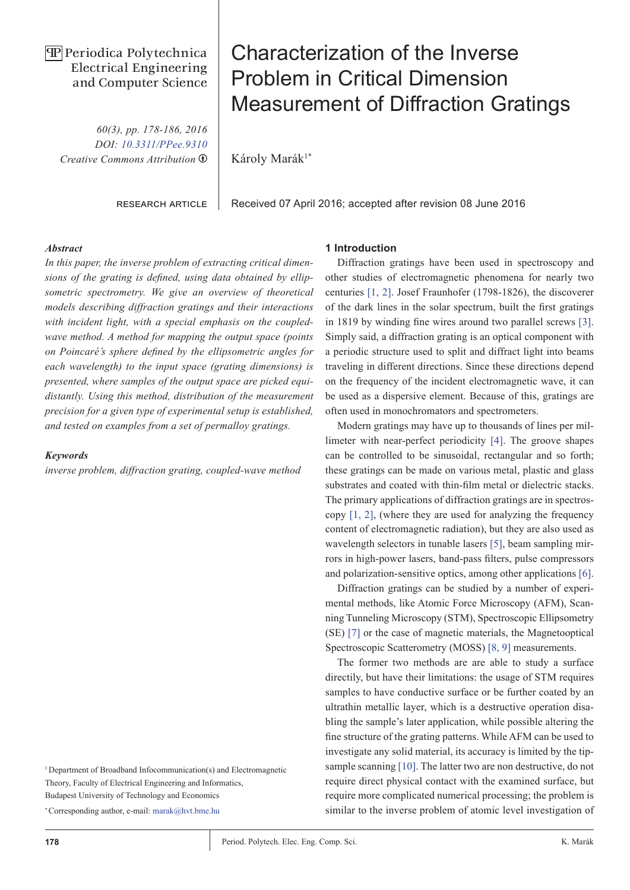Periodica Polytechnica Electrical Engineering and Computer Science

60(3), pp. 178-186, 2016
DOI: 10.3311/PPee.9310
Creative Commons Attribution

RESEARCH ARTICLE

# Characterization of the Inverse Problem in Critical Dimension Measurement of Diffraction Gratings

Károly Marák[1*]

Received 07 April 2016; accepted after revision 08 June 2016

### *Abstract*

*In this paper, the inverse problem of extracting critical dimensions of the grating is defined, using data obtained by ellipsometric spectrometry. We give an overview of theoretical models describing diffraction gratings and their interactions with incident light, with a special emphasis on the coupled-wave method. A method for mapping the output space (points on Poincaré's sphere defined by the ellipsometric angles for each wavelength) to the input space (grating dimensions) is presented, where samples of the output space are picked equidistantly. Using this method, distribution of the measurement precision for a given type of experimental setup is established, and tested on examples from a set of permalloy gratings.*

### *Keywords*

*inverse problem, diffraction grating, coupled-wave method*

[1] Department of Broadband Infocommunication(s) and Electromagnetic Theory, Faculty of Electrical Engineering and Informatics, Budapest University of Technology and Economics

[*] Corresponding author, e-mail: marak@hvt.bme.hu

## 1 Introduction

Diffraction gratings have been used in spectroscopy and other studies of electromagnetic phenomena for nearly two centuries [1, 2]. Josef Fraunhofer (1798-1826), the discoverer of the dark lines in the solar spectrum, built the first gratings in 1819 by winding fine wires around two parallel screws [3]. Simply said, a diffraction grating is an optical component with a periodic structure used to split and diffract light into beams traveling in different directions. Since these directions depend on the frequency of the incident electromagnetic wave, it can be used as a dispersive element. Because of this, gratings are often used in monochromators and spectrometers.

Modern gratings may have up to thousands of lines per millimeter with near-perfect periodicity [4]. The groove shapes can be controlled to be sinusoidal, rectangular and so forth; these gratings can be made on various metal, plastic and glass substrates and coated with thin-film metal or dielectric stacks. The primary applications of diffraction gratings are in spectroscopy [1, 2], (where they are used for analyzing the frequency content of electromagnetic radiation), but they are also used as wavelength selectors in tunable lasers [5], beam sampling mirrors in high-power lasers, band-pass filters, pulse compressors and polarization-sensitive optics, among other applications [6].

Diffraction gratings can be studied by a number of experimental methods, like Atomic Force Microscopy (AFM), Scanning Tunneling Microscopy (STM), Spectroscopic Ellipsometry (SE) [7] or the case of magnetic materials, the Magnetooptical Spectroscopic Scatterometry (MOSS) [8, 9] measurements.

The former two methods are are able to study a surface directily, but have their limitations: the usage of STM requires samples to have conductive surface or be further coated by an ultrathin metallic layer, which is a destructive operation disabling the sample's later application, while possible altering the fine structure of the grating patterns. While AFM can be used to investigate any solid material, its accuracy is limited by the tip-sample scanning [10]. The latter two are non destructive, do not require direct physical contact with the examined surface, but require more complicated numerical processing; the problem is similar to the inverse problem of atomic level investigation of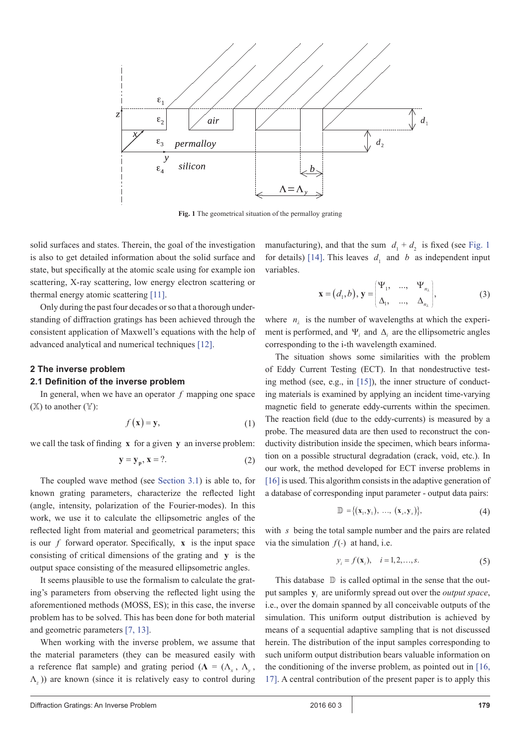Fig. 1 The geometrical situation of the permalloy grating

solid surfaces and states. Therein, the goal of the investigation is also to get detailed information about the solid surface and state, but specifically at the atomic scale using for example ion scattering, X-ray scattering, low energy electron scattering or thermal energy atomic scattering [11].

Only during the past four decades or so that a thorough understanding of diffraction gratings has been achieved through the consistent application of Maxwell's equations with the help of advanced analytical and numerical techniques [12].

## 2 The inverse problem

### 2.1 Definition of the inverse problem

In general, when we have an operator $f$ mapping one space ($\mathbb{X}$) to another ($\mathbb{Y}$):

$$f(\mathbf{x}) = \mathbf{y}, \tag{1}$$

we call the task of finding $\mathbf{x}$ for a given $\mathbf{y}$ an inverse problem:

$$\mathbf{y} = \mathbf{y}_\mathbf{p}, \mathbf{x} = ?. \tag{2}$$

The coupled wave method (see Section 3.1) is able to, for known grating parameters, characterize the reflected light (angle, intensity, polarization of the Fourier-modes). In this work, we use it to calculate the ellipsometric angles of the reflected light from material and geometrical parameters; this is our $f$ forward operator. Specifically, $\mathbf{x}$ is the input space consisting of critical dimensions of the grating and $\mathbf{y}$ is the output space consisting of the measured ellipsometric angles.

It seems plausible to use the formalism to calculate the grating's parameters from observing the reflected light using the aforementioned methods (MOSS, ES); in this case, the inverse problem has to be solved. This has been done for both material and geometric parameters [7, 13].

When working with the inverse problem, we assume that the material parameters (they can be measured easily with a reference flat sample) and grating period ($\mathbf{\Lambda} = (\Lambda_x, \Lambda_y, \Lambda_z)$) are known (since it is relatively easy to control during manufacturing), and that the sum $d_1 + d_2$ is fixed (see Fig. 1 for details) [14]. This leaves $d_1$ and $b$ as independent input variables.

$$\mathbf{x} = (d_1, b), \mathbf{y} = \begin{pmatrix} \Psi_1, & ..., & \Psi_{n_\lambda} \\ \Delta_1, & ..., & \Delta_{n_\lambda} \end{pmatrix}, \tag{3}$$

where $n_\lambda$ is the number of wavelengths at which the experiment is performed, and $\Psi_i$ and $\Delta_i$ are the ellipsometric angles corresponding to the i-th wavelength examined.

The situation shows some similarities with the problem of Eddy Current Testing (ECT). In that nondestructive testing method (see, e.g., in [15]), the inner structure of conducting materials is examined by applying an incident time-varying magnetic field to generate eddy-currents within the specimen. The reaction field (due to the eddy-currents) is measured by a probe. The measured data are then used to reconstruct the conductivity distribution inside the specimen, which bears information on a possible structural degradation (crack, void, etc.). In our work, the method developed for ECT inverse problems in [16] is used. This algorithm consists in the adaptive generation of a database of corresponding input parameter - output data pairs:

$$\mathbb{D} = \{(\mathbf{x}_1, \mathbf{y}_1), \ ..., \ (\mathbf{x}_s, \mathbf{y}_s)\}, \tag{4}$$

with $s$ being the total sample number and the pairs are related via the simulation $f(\cdot)$ at hand, i.e.

$$y_i = f(\mathbf{x}_i), \quad i = 1, 2, \ldots, s. \tag{5}$$

This database $\mathbb{D}$ is called optimal in the sense that the output samples $\mathbf{y}_i$ are uniformly spread out over the *output space*, i.e., over the domain spanned by all conceivable outputs of the simulation. This uniform output distribution is achieved by means of a sequential adaptive sampling that is not discussed herein. The distribution of the input samples corresponding to such uniform output distribution bears valuable information on the conditioning of the inverse problem, as pointed out in [16, 17]. A central contribution of the present paper is to apply this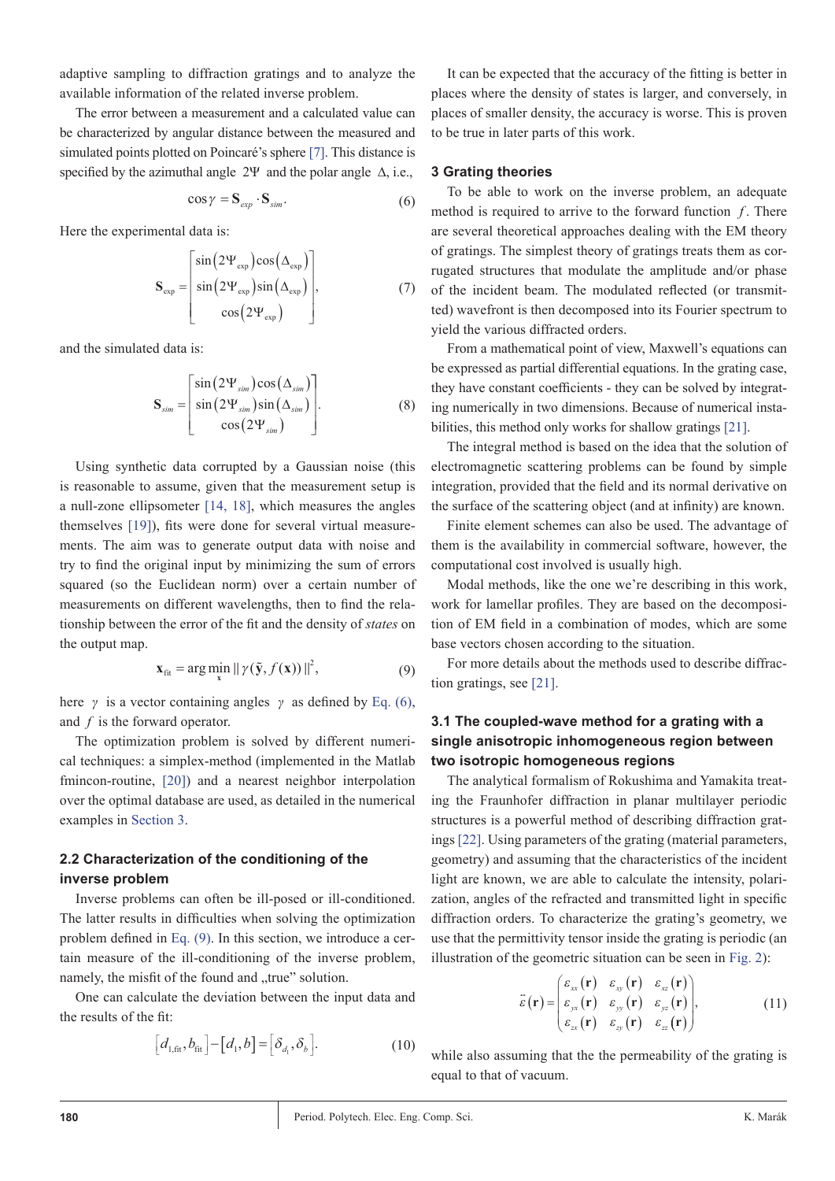adaptive sampling to diffraction gratings and to analyze the available information of the related inverse problem.

The error between a measurement and a calculated value can be characterized by angular distance between the measured and simulated points plotted on Poincaré's sphere [7]. This distance is specified by the azimuthal angle $2\Psi$ and the polar angle $\Delta$, i.e.,

$$\cos\gamma = \mathbf{S}_{exp} \cdot \mathbf{S}_{sim}. \tag{6}$$

Here the experimental data is:

$$\mathbf{S}_{\exp} = \begin{bmatrix} \sin\left(2\Psi_{\exp}\right)\cos\left(\Delta_{\exp}\right) \\ \sin\left(2\Psi_{\exp}\right)\sin\left(\Delta_{\exp}\right) \\ \cos\left(2\Psi_{\exp}\right) \end{bmatrix}, \tag{7}$$

and the simulated data is:

$$\mathbf{S}_{sim} = \begin{bmatrix} \sin\left(2\Psi_{sim}\right)\cos\left(\Delta_{sim}\right) \\ \sin\left(2\Psi_{sim}\right)\sin\left(\Delta_{sim}\right) \\ \cos\left(2\Psi_{sim}\right) \end{bmatrix}. \tag{8}$$

Using synthetic data corrupted by a Gaussian noise (this is reasonable to assume, given that the measurement setup is a null-zone ellipsometer [14, 18], which measures the angles themselves [19]), fits were done for several virtual measurements. The aim was to generate output data with noise and try to find the original input by minimizing the sum of errors squared (so the Euclidean norm) over a certain number of measurements on different wavelengths, then to find the relationship between the error of the fit and the density of *states* on the output map.

$$\mathbf{x}_{\text{fit}} = \arg\min_{\mathbf{x}} \| \gamma(\tilde{\mathbf{y}}, f(\mathbf{x})) \|^2, \tag{9}$$

here $\gamma$ is a vector containing angles $\gamma$ as defined by Eq. (6), and $f$ is the forward operator.

The optimization problem is solved by different numerical techniques: a simplex-method (implemented in the Matlab fmincon-routine, [20]) and a nearest neighbor interpolation over the optimal database are used, as detailed in the numerical examples in Section 3.

### 2.2 Characterization of the conditioning of the inverse problem

Inverse problems can often be ill-posed or ill-conditioned. The latter results in difficulties when solving the optimization problem defined in Eq. (9). In this section, we introduce a certain measure of the ill-conditioning of the inverse problem, namely, the misfit of the found and „true" solution.

One can calculate the deviation between the input data and the results of the fit:

$$\left[d_{1,\text{fit}}, b_{\text{fit}}\right] - \left[d_1, b\right] = \left[\delta_{d_1}, \delta_b\right]. \tag{10}$$

It can be expected that the accuracy of the fitting is better in places where the density of states is larger, and conversely, in places of smaller density, the accuracy is worse. This is proven to be true in later parts of this work.

## 3 Grating theories

To be able to work on the inverse problem, an adequate method is required to arrive to the forward function $f$. There are several theoretical approaches dealing with the EM theory of gratings. The simplest theory of gratings treats them as corrugated structures that modulate the amplitude and/or phase of the incident beam. The modulated reflected (or transmitted) wavefront is then decomposed into its Fourier spectrum to yield the various diffracted orders.

From a mathematical point of view, Maxwell's equations can be expressed as partial differential equations. In the grating case, they have constant coefficients - they can be solved by integrating numerically in two dimensions. Because of numerical instabilities, this method only works for shallow gratings [21].

The integral method is based on the idea that the solution of electromagnetic scattering problems can be found by simple integration, provided that the field and its normal derivative on the surface of the scattering object (and at infinity) are known.

Finite element schemes can also be used. The advantage of them is the availability in commercial software, however, the computational cost involved is usually high.

Modal methods, like the one we're describing in this work, work for lamellar profiles. They are based on the decomposition of EM field in a combination of modes, which are some base vectors chosen according to the situation.

For more details about the methods used to describe diffraction gratings, see [21].

### 3.1 The coupled-wave method for a grating with a single anisotropic inhomogeneous region between two isotropic homogeneous regions

The analytical formalism of Rokushima and Yamakita treating the Fraunhofer diffraction in planar multilayer periodic structures is a powerful method of describing diffraction gratings [22]. Using parameters of the grating (material parameters, geometry) and assuming that the characteristics of the incident light are known, we are able to calculate the intensity, polarization, angles of the refracted and transmitted light in specific diffraction orders. To characterize the grating's geometry, we use that the permittivity tensor inside the grating is periodic (an illustration of the geometric situation can be seen in Fig. 2):

$$\ddot{\varepsilon}(\mathbf{r}) = \begin{pmatrix} \varepsilon_{xx}(\mathbf{r}) & \varepsilon_{xy}(\mathbf{r}) & \varepsilon_{xz}(\mathbf{r}) \\ \varepsilon_{yx}(\mathbf{r}) & \varepsilon_{yy}(\mathbf{r}) & \varepsilon_{yz}(\mathbf{r}) \\ \varepsilon_{zx}(\mathbf{r}) & \varepsilon_{zy}(\mathbf{r}) & \varepsilon_{zz}(\mathbf{r}) \end{pmatrix}, \tag{11}$$

while also assuming that the the permeability of the grating is equal to that of vacuum.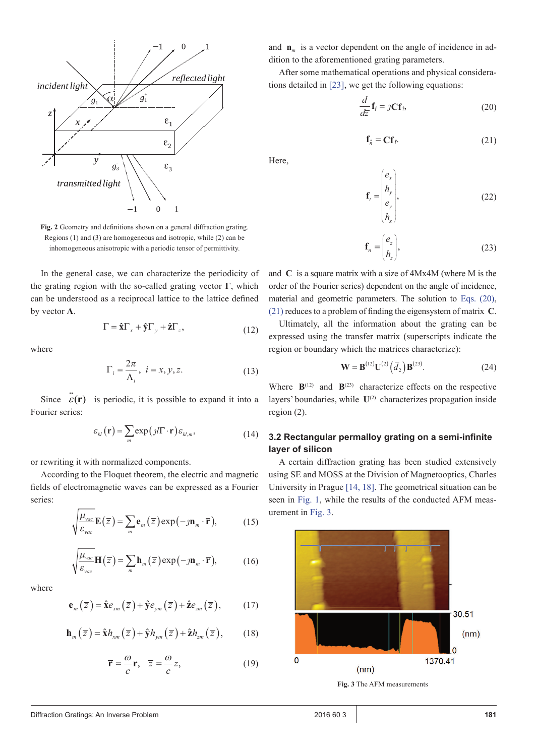Fig. 2 Geometry and definitions shown on a general diffraction grating. Regions (1) and (3) are homogeneous and isotropic, while (2) can be inhomogeneous anisotropic with a periodic tensor of permittivity.

In the general case, we can characterize the periodicity of the grating region with the so-called grating vector $\mathbf{\Gamma}$, which can be understood as a reciprocal lattice to the lattice defined by vector $\mathbf{\Lambda}$.

$$\Gamma = \hat{\mathbf{x}}\Gamma_x + \hat{\mathbf{y}}\Gamma_y + \hat{\mathbf{z}}\Gamma_z, \tag{12}$$

where

$$\Gamma_i = \frac{2\pi}{\Lambda_i}, \; i = x, y, z. \tag{13}$$

Since $\ddot{\varepsilon}(\mathbf{r})$ is periodic, it is possible to expand it into a Fourier series:

$$\varepsilon_{kl}(\mathbf{r}) = \sum_m \exp(\jmath l \Gamma \cdot \mathbf{r}) \varepsilon_{kl,m}, \tag{14}$$

or rewriting it with normalized components.

According to the Floquet theorem, the electric and magnetic fields of electromagnetic waves can be expressed as a Fourier series:

$$\sqrt{\frac{\mu_{vac}}{\varepsilon_{vac}}}\mathbf{E}(\overline{z}) = \sum_m \mathbf{e}_m(\overline{z}) \exp(-\jmath \mathbf{n}_m \cdot \overline{\mathbf{r}}), \tag{15}$$

$$\sqrt{\frac{\mu_{vac}}{\varepsilon_{vac}}}\mathbf{H}(\overline{z}) = \sum_m \mathbf{h}_m(\overline{z}) \exp(-\jmath \mathbf{n}_m \cdot \overline{\mathbf{r}}), \tag{16}$$

where

$$\mathbf{e}_m(\overline{z}) = \hat{\mathbf{x}} e_{xm}(\overline{z}) + \hat{\mathbf{y}} e_{ym}(\overline{z}) + \hat{\mathbf{z}} e_{zm}(\overline{z}), \tag{17}$$

$$\mathbf{h}_m(\overline{z}) = \hat{\mathbf{x}} h_{xm}(\overline{z}) + \hat{\mathbf{y}} h_{ym}(\overline{z}) + \hat{\mathbf{z}} h_{zm}(\overline{z}), \tag{18}$$

$$\overline{\mathbf{r}} = \frac{\omega}{c}\mathbf{r}, \quad \overline{z} = \frac{\omega}{c} z, \tag{19}$$

and $\mathbf{n}_m$ is a vector dependent on the angle of incidence in addition to the aforementioned grating parameters.

After some mathematical operations and physical considerations detailed in [23], we get the following equations:

$$\frac{d}{d\overline{z}}\mathbf{f}_{\hat{t}} = \jmath \mathbf{C} \mathbf{f}_{\hat{t}}, \tag{20}$$

$$\mathbf{f}_{\hat{n}} = \mathbf{C} \mathbf{f}_{\hat{t}}. \tag{21}$$

Here,

$$\mathbf{f}_t = \begin{pmatrix} e_x \\ h_y \\ e_y \\ h_x \end{pmatrix}, \tag{22}$$

$$\mathbf{f}_n = \begin{pmatrix} e_z \\ h_z \end{pmatrix}, \tag{23}$$

and $\mathbf{C}$ is a square matrix with a size of 4Mx4M (where M is the order of the Fourier series) dependent on the angle of incidence, material and geometric parameters. The solution to Eqs. (20), (21) reduces to a problem of finding the eigensystem of matrix $\mathbf{C}$.

Ultimately, all the information about the grating can be expressed using the transfer matrix (superscripts indicate the region or boundary which the matrices characterize):

$$\mathbf{W} = \mathbf{B}^{(12)} \mathbf{U}^{(2)}(\overline{d}_2) \mathbf{B}^{(23)}. \tag{24}$$

Where $\mathbf{B}^{(12)}$ and $\mathbf{B}^{(23)}$ characterize effects on the respective layers' boundaries, while $\mathbf{U}^{(2)}$ characterizes propagation inside region (2).

### 3.2 Rectangular permalloy grating on a semi-infinite layer of silicon

A certain diffraction grating has been studied extensively using SE and MOSS at the Division of Magnetooptics, Charles University in Prague [14, 18]. The geometrical situation can be seen in Fig. 1, while the results of the conducted AFM measurement in Fig. 3.

Fig. 3 The AFM measurements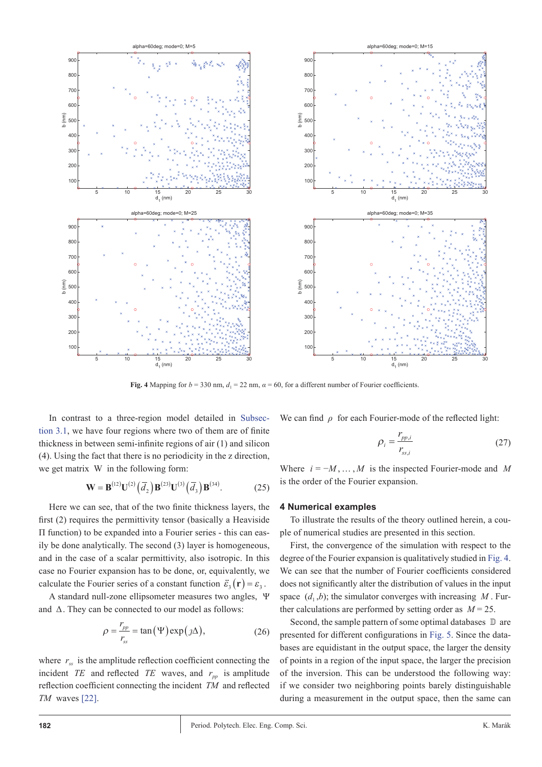**Fig. 4** Mapping for $b = 330$ nm, $d_1 = 22$ nm, $\alpha = 60$, for a different number of Fourier coefficients.

In contrast to a three-region model detailed in Subsection 3.1, we have four regions where two of them are of finite thickness in between semi-infinite regions of air (1) and silicon (4). Using the fact that there is no periodicity in the z direction, we get matrix $\mathbf{W}$ in the following form:

$$\mathbf{W} = \mathbf{B}^{(12)}\mathbf{U}^{(2)}\left(\bar{d}_2\right)\mathbf{B}^{(23)}\mathbf{U}^{(3)}\left(\bar{d}_3\right)\mathbf{B}^{(34)}. \tag{25}$$

Here we can see, that of the two finite thickness layers, the first (2) requires the permittivity tensor (basically a Heaviside $\Pi$ function) to be expanded into a Fourier series - this can easily be done analytically. The second (3) layer is homogeneous, and in the case of a scalar permittivity, also isotropic. In this case no Fourier expansion has to be done, or, equivalently, we calculate the Fourier series of a constant function $\vec{\varepsilon}_3(\mathbf{r}) = \varepsilon_3$.

A standard null-zone ellipsometer measures two angles, $\Psi$ and $\Delta$. They can be connected to our model as follows:

$$\rho = \frac{r_{pp}}{r_{ss}} = \tan(\Psi)\exp(\jmath\Delta), \tag{26}$$

where $r_{ss}$ is the amplitude reflection coefficient connecting the incident $TE$ and reflected $TE$ waves, and $r_{pp}$ is amplitude reflection coefficient connecting the incident $TM$ and reflected $TM$ waves [22].

We can find $\rho$ for each Fourier-mode of the reflected light:

$$\rho_i = \frac{r_{pp,i}}{r_{ss,i}} \tag{27}$$

Where $i = -M, \dots, M$ is the inspected Fourier-mode and $M$ is the order of the Fourier expansion.

## 4 Numerical examples

To illustrate the results of the theory outlined herein, a couple of numerical studies are presented in this section.

First, the convergence of the simulation with respect to the degree of the Fourier expansion is qualitatively studied in Fig. 4. We can see that the number of Fourier coefficients considered does not significantly alter the distribution of values in the input space $(d_1, b)$; the simulator converges with increasing $M$. Further calculations are performed by setting order as $M = 25$.

Second, the sample pattern of some optimal databases $\mathbb{D}$ are presented for different configurations in Fig. 5. Since the databases are equidistant in the output space, the larger the density of points in a region of the input space, the larger the precision of the inversion. This can be understood the following way: if we consider two neighboring points barely distinguishable during a measurement in the output space, then the same can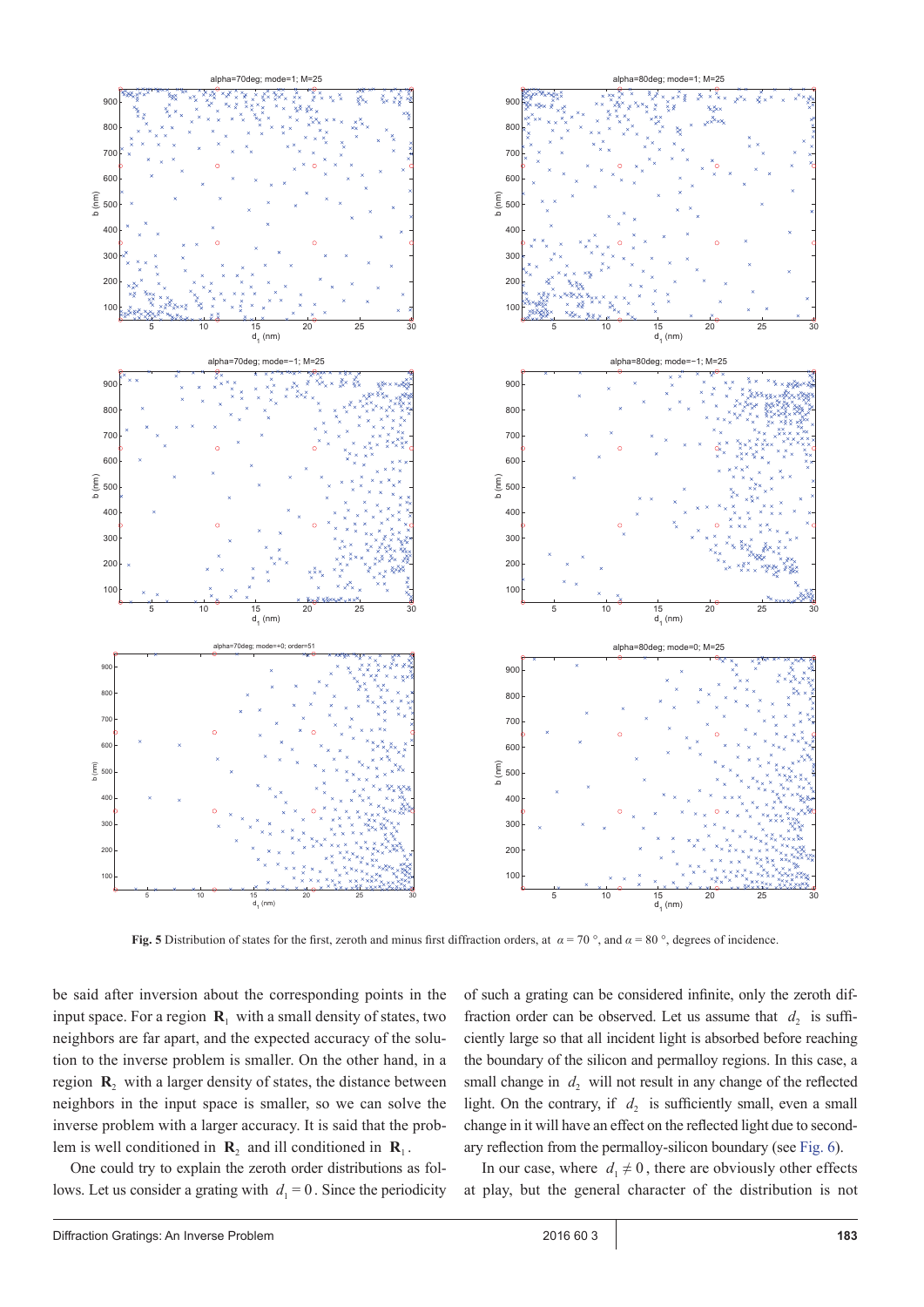Fig. 5 Distribution of states for the first, zeroth and minus first diffraction orders, at $\alpha = 70$ °, and $\alpha = 80$ °, degrees of incidence.

be said after inversion about the corresponding points in the input space. For a region $\mathbf{R}_1$ with a small density of states, two neighbors are far apart, and the expected accuracy of the solution to the inverse problem is smaller. On the other hand, in a region $\mathbf{R}_2$ with a larger density of states, the distance between neighbors in the input space is smaller, so we can solve the inverse problem with a larger accuracy. It is said that the problem is well conditioned in $\mathbf{R}_2$ and ill conditioned in $\mathbf{R}_1$.

One could try to explain the zeroth order distributions as follows. Let us consider a grating with $d_1 = 0$. Since the periodicity of such a grating can be considered infinite, only the zeroth diffraction order can be observed. Let us assume that $d_2$ is sufficiently large so that all incident light is absorbed before reaching the boundary of the silicon and permalloy regions. In this case, a small change in $d_2$ will not result in any change of the reflected light. On the contrary, if $d_2$ is sufficiently small, even a small change in it will have an effect on the reflected light due to secondary reflection from the permalloy-silicon boundary (see Fig. 6).

In our case, where $d_1 \neq 0$, there are obviously other effects at play, but the general character of the distribution is not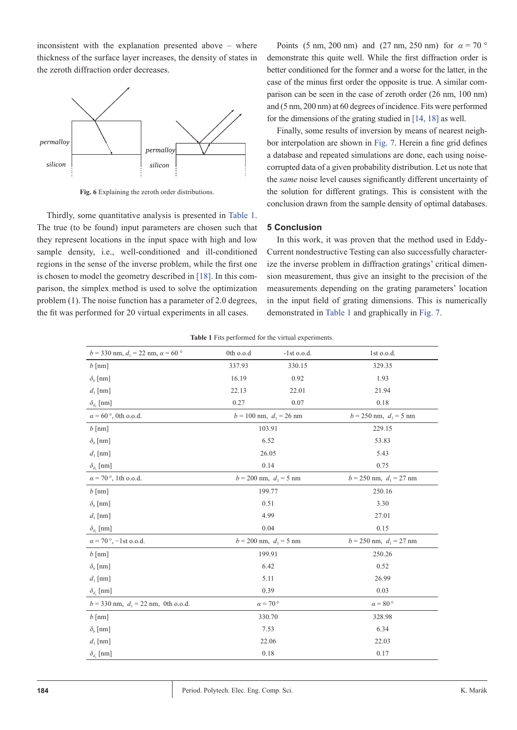inconsistent with the explanation presented above – where thickness of the surface layer increases, the density of states in the zeroth diffraction order decreases.

Fig. 6 Explaining the zeroth order distributions.

Thirdly, some quantitative analysis is presented in Table 1. The true (to be found) input parameters are chosen such that they represent locations in the input space with high and low sample density, i.e., well-conditioned and ill-conditioned regions in the sense of the inverse problem, while the first one is chosen to model the geometry described in [18]. In this comparison, the simplex method is used to solve the optimization problem (1). The noise function has a parameter of 2.0 degrees, the fit was performed for 20 virtual experiments in all cases.

Points (5 nm, 200 nm) and (27 nm, 250 nm) for $\alpha = 70\,°$ demonstrate this quite well. While the first diffraction order is better conditioned for the former and a worse for the latter, in the case of the minus first order the opposite is true. A similar comparison can be seen in the case of zeroth order (26 nm, 100 nm) and (5 nm, 200 nm) at 60 degrees of incidence. Fits were performed for the dimensions of the grating studied in [14, 18] as well.

Finally, some results of inversion by means of nearest neighbor interpolation are shown in Fig. 7. Herein a fine grid defines a database and repeated simulations are done, each using noise-corrupted data of a given probability distribution. Let us note that the *same* noise level causes significantly different uncertainty of the solution for different gratings. This is consistent with the conclusion drawn from the sample density of optimal databases.

## 5 Conclusion

In this work, it was proven that the method used in Eddy-Current nondestructive Testing can also successfully characterize the inverse problem in diffraction gratings' critical dimension measurement, thus give an insight to the precision of the measurements depending on the grating parameters' location in the input field of grating dimensions. This is numerically demonstrated in Table 1 and graphically in Fig. 7.

**Table 1** Fits performed for the virtual experiments.

| $b = 330$ nm, $d_1 = 22$ nm, $\alpha = 60\,°$ | 0th o.o.d | -1st o.o.d. | 1st o.o.d. |
|---|---|---|---|
| $b$ [nm] | 337.93 | 330.15 | 329.35 |
| $\delta_b$ [nm] | 16.19 | 0.92 | 1.93 |
| $d_1$ [nm] | 22.13 | 22.01 | 21.94 |
| $\delta_{d_1}$ [nm] | 0.27 | 0.07 | 0.18 |
| $\alpha = 60\,°$, 0th o.o.d. | $b = 100$ nm, $d_1 = 26$ nm | | $b = 250$ nm, $d_1 = 5$ nm |
| $b$ [nm] | 103.91 | | 229.15 |
| $\delta_b$ [nm] | 6.52 | | 53.83 |
| $d_1$ [nm] | 26.05 | | 5.43 |
| $\delta_{d_1}$ [nm] | 0.14 | | 0.75 |
| $\alpha = 70\,°$, 1th o.o.d. | $b = 200$ nm, $d_1 = 5$ nm | | $b = 250$ nm, $d_1 = 27$ nm |
| $b$ [nm] | 199.77 | | 250.16 |
| $\delta_b$ [nm] | 0.51 | | 3.30 |
| $d_1$ [nm] | 4.99 | | 27.01 |
| $\delta_{d_1}$ [nm] | 0.04 | | 0.15 |
| $\alpha = 70\,°$, −1st o.o.d. | $b = 200$ nm, $d_1 = 5$ nm | | $b = 250$ nm, $d_1 = 27$ nm |
| $b$ [nm] | 199.91 | | 250.26 |
| $\delta_b$ [nm] | 6.42 | | 0.52 |
| $d_1$ [nm] | 5.11 | | 26.99 |
| $\delta_{d_1}$ [nm] | 0.39 | | 0.03 |
| $b = 330$ nm, $d_1 = 22$ nm, 0th o.o.d. | $\alpha = 70\,°$ | | $\alpha = 80\,°$ |
| $b$ [nm] | 330.70 | | 328.98 |
| $\delta_b$ [nm] | 7.53 | | 6.34 |
| $d_1$ [nm] | 22.06 | | 22.03 |
| $\delta_{d_1}$ [nm] | 0.18 | | 0.17 |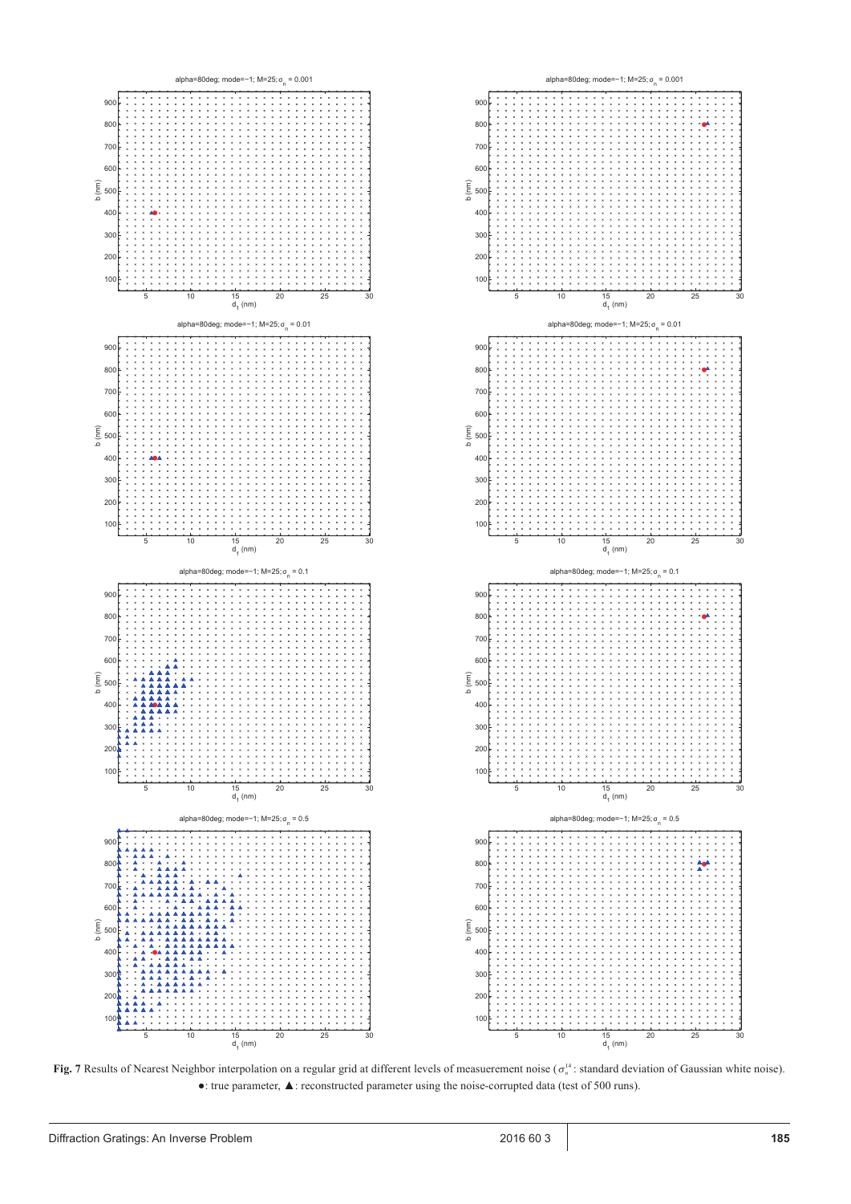**Fig. 7** Results of Nearest Neighbor interpolation on a regular grid at different levels of meausurement noise ($\sigma_n^{14}$ : standard deviation of Gaussian white noise). ●: true parameter, ▲: reconstructed parameter using the noise-corrupted data (test of 500 runs).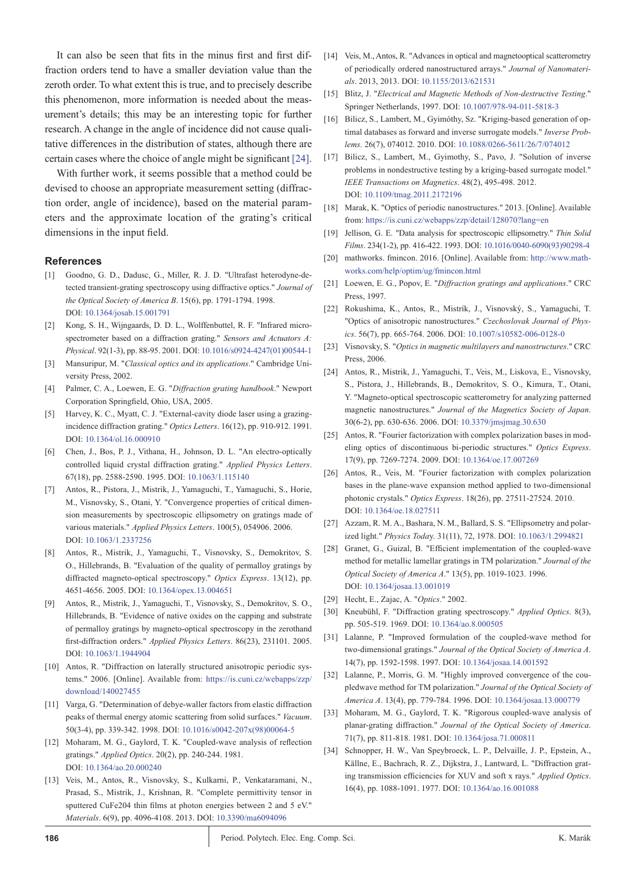It can also be seen that fits in the minus first and first diffraction orders tend to have a smaller deviation value than the zeroth order. To what extent this is true, and to precisely describe this phenomenon, more information is needed about the measurement's details; this may be an interesting topic for further research. A change in the angle of incidence did not cause qualitative differences in the distribution of states, although there are certain cases where the choice of angle might be significant [24].

With further work, it seems possible that a method could be devised to choose an appropriate measurement setting (diffraction order, angle of incidence), based on the material parameters and the approximate location of the grating's critical dimensions in the input field.

## References

[1] Goodno, G. D., Dadusc, G., Miller, R. J. D. "Ultrafast heterodyne-detected transient-grating spectroscopy using diffractive optics." *Journal of the Optical Society of America B*. 15(6), pp. 1791-1794. 1998. DOI: 10.1364/josab.15.001791

[2] Kong, S. H., Wijngaards, D. D. L., Wolffenbuttel, R. F. "Infrared micro-spectrometer based on a diffraction grating." *Sensors and Actuators A: Physical*. 92(1-3), pp. 88-95. 2001. DOI: 10.1016/s0924-4247(01)00544-1

[3] Mansuripur, M. "*Classical optics and its applications*." Cambridge University Press, 2002.

[4] Palmer, C. A., Loewen, E. G. "*Diffraction grating handbook*." Newport Corporation Springfield, Ohio, USA, 2005.

[5] Harvey, K. C., Myatt, C. J. "External-cavity diode laser using a grazing-incidence diffraction grating." *Optics Letters*. 16(12), pp. 910-912. 1991. DOI: 10.1364/ol.16.000910

[6] Chen, J., Bos, P. J., Vithana, H., Johnson, D. L. "An electro-optically controlled liquid crystal diffraction grating." *Applied Physics Letters*. 67(18), pp. 2588-2590. 1995. DOI: 10.1063/1.115140

[7] Antos, R., Pistora, J., Mistrik, J., Yamaguchi, T., Yamaguchi, S., Horie, M., Visnovsky, S., Otani, Y. "Convergence properties of critical dimension measurements by spectroscopic ellipsometry on gratings made of various materials." *Applied Physics Letters*. 100(5), 054906. 2006. DOI: 10.1063/1.2337256

[8] Antos, R., Mistrik, J., Yamaguchi, T., Visnovsky, S., Demokritov, S. O., Hillebrands, B. "Evaluation of the quality of permalloy gratings by diffracted magneto-optical spectroscopy." *Optics Express*. 13(12), pp. 4651-4656. 2005. DOI: 10.1364/opex.13.004651

[9] Antos, R., Mistrik, J., Yamaguchi, T., Visnovsky, S., Demokritov, S. O., Hillebrands, B. "Evidence of native oxides on the capping and substrate of permalloy gratings by magneto-optical spectroscopy in the zerothand first-diffraction orders." *Applied Physics Letters*. 86(23), 231101. 2005. DOI: 10.1063/1.1944904

[10] Antos, R. "Diffraction on laterally structured anisotropic periodic systems." 2006. [Online]. Available from: https://is.cuni.cz/webapps/zzp/download/140027455

[11] Varga, G. "Determination of debye-waller factors from elastic diffraction peaks of thermal energy atomic scattering from solid surfaces." *Vacuum*. 50(3-4), pp. 339-342. 1998. DOI: 10.1016/s0042-207x(98)00064-5

[12] Moharam, M. G., Gaylord, T. K. "Coupled-wave analysis of reflection gratings." *Applied Optics*. 20(2), pp. 240-244. 1981. DOI: 10.1364/ao.20.000240

[13] Veis, M., Antos, R., Visnovsky, S., Kulkarni, P., Venkataramani, N., Prasad, S., Mistrik, J., Krishnan, R. "Complete permittivity tensor in sputtered CuFe204 thin films at photon energies between 2 and 5 eV." *Materials*. 6(9), pp. 4096-4108. 2013. DOI: 10.3390/ma6094096

[14] Veis, M., Antos, R. "Advances in optical and magnetooptical scatterometry of periodically ordered nanostructured arrays." *Journal of Nanomaterials*. 2013, 2013. DOI: 10.1155/2013/621531

[15] Blitz, J. "*Electrical and Magnetic Methods of Non-destructive Testing*." Springer Netherlands, 1997. DOI: 10.1007/978-94-011-5818-3

[16] Bilicz, S., Lambert, M., Gyimóthy, Sz. "Kriging-based generation of optimal databases as forward and inverse surrogate models." *Inverse Problems*. 26(7), 074012. 2010. DOI: 10.1088/0266-5611/26/7/074012

[17] Bilicz, S., Lambert, M., Gyimothy, S., Pavo, J. "Solution of inverse problems in nondestructive testing by a kriging-based surrogate model." *IEEE Transactions on Magnetics*. 48(2), 495-498. 2012. DOI: 10.1109/tmag.2011.2172196

[18] Marak, K. "Optics of periodic nanostructures." 2013. [Online]. Available from: https://is.cuni.cz/webapps/zzp/detail/128070?lang=en

[19] Jellison, G. E. "Data analysis for spectroscopic ellipsometry." *Thin Solid Films*. 234(1-2), pp. 416-422. 1993. DOI: 10.1016/0040-6090(93)90298-4

[20] mathworks. fmincon. 2016. [Online]. Available from: http://www.mathworks.com/help/optim/ug/fmincon.html

[21] Loewen, E. G., Popov, E. "*Diffraction gratings and applications*." CRC Press, 1997.

[22] Rokushima, K., Antos, R., Mistrík, J., Visnovský, S., Yamaguchi, T. "Optics of anisotropic nanostructures." *Czechoslovak Journal of Physics*. 56(7), pp. 665-764. 2006. DOI: 10.1007/s10582-006-0128-0

[23] Visnovsky, S. "*Optics in magnetic multilayers and nanostructures*." CRC Press, 2006.

[24] Antos, R., Mistrik, J., Yamaguchi, T., Veis, M., Liskova, E., Visnovsky, S., Pistora, J., Hillebrands, B., Demokritov, S. O., Kimura, T., Otani, Y. "Magneto-optical spectroscopic scatterometry for analyzing patterned magnetic nanostructures." *Journal of the Magnetics Society of Japan*. 30(6-2), pp. 630-636. 2006. DOI: 10.3379/jmsjmag.30.630

[25] Antos, R. "Fourier factorization with complex polarization bases in modeling optics of discontinuous bi-periodic structures." *Optics Express*. 17(9), pp. 7269-7274. 2009. DOI: 10.1364/oe.17.007269

[26] Antos, R., Veis, M. "Fourier factorization with complex polarization bases in the plane-wave expansion method applied to two-dimensional photonic crystals." *Optics Express*. 18(26), pp. 27511-27524. 2010. DOI: 10.1364/oe.18.027511

[27] Azzam, R. M. A., Bashara, N. M., Ballard, S. S. "Ellipsometry and polarized light." *Physics Today*. 31(11), 72, 1978. DOI: 10.1063/1.2994821

[28] Granet, G., Guizal, B. "Efficient implementation of the coupled-wave method for metallic lamellar gratings in TM polarization." *Journal of the Optical Society of America A*." 13(5), pp. 1019-1023. 1996. DOI: 10.1364/josaa.13.001019

[29] Hecht, E., Zajac, A. "*Optics*." 2002.

[30] Kneubühl, F. "Diffraction grating spectroscopy." *Applied Optics*. 8(3), pp. 505-519. 1969. DOI: 10.1364/ao.8.000505

[31] Lalanne, P. "Improved formulation of the coupled-wave method for two-dimensional gratings." *Journal of the Optical Society of America A*. 14(7), pp. 1592-1598. 1997. DOI: 10.1364/josaa.14.001592

[32] Lalanne, P., Morris, G. M. "Highly improved convergence of the coupledwave method for TM polarization." *Journal of the Optical Society of America A*. 13(4), pp. 779-784. 1996. DOI: 10.1364/josaa.13.000779

[33] Moharam, M. G., Gaylord, T. K. "Rigorous coupled-wave analysis of planar-grating diffraction." *Journal of the Optical Society of America*. 71(7), pp. 811-818. 1981. DOI: 10.1364/josa.71.000811

[34] Schnopper, H. W., Van Speybroeck, L. P., Delvaille, J. P., Epstein, A., Källne, E., Bachrach, R. Z., Dijkstra, J., Lantward, L. "Diffraction grating transmission efficiencies for XUV and soft x rays." *Applied Optics*. 16(4), pp. 1088-1091. 1977. DOI: 10.1364/ao.16.001088